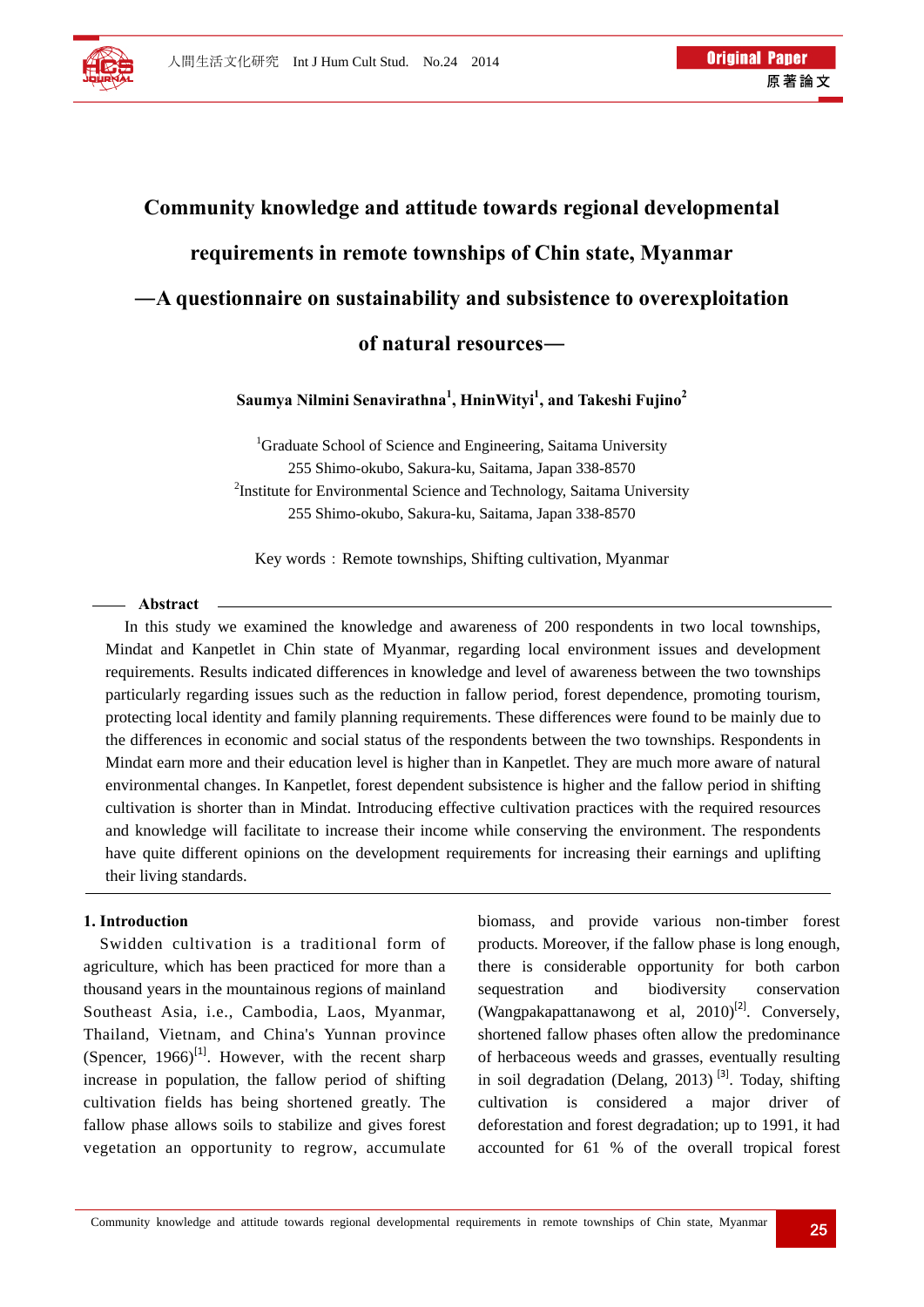# Community knowledge and attitude towards regional developmental requirements in remote townships of Chin state, Myanmar

## —A questionnaire on sustainability and subsistence to overexploitation of natural resources—

**Saumya Nilmini Senavirathna[1], HninWityi[1], and Takeshi Fujino[2]**

[1]Graduate School of Science and Engineering, Saitama University
255 Shimo-okubo, Sakura-ku, Saitama, Japan 338-8570
[2]Institute for Environmental Science and Technology, Saitama University
255 Shimo-okubo, Sakura-ku, Saitama, Japan 338-8570

Key words：Remote townships, Shifting cultivation, Myanmar

### Abstract

In this study we examined the knowledge and awareness of 200 respondents in two local townships, Mindat and Kanpetlet in Chin state of Myanmar, regarding local environment issues and development requirements. Results indicated differences in knowledge and level of awareness between the two townships particularly regarding issues such as the reduction in fallow period, forest dependence, promoting tourism, protecting local identity and family planning requirements. These differences were found to be mainly due to the differences in economic and social status of the respondents between the two townships. Respondents in Mindat earn more and their education level is higher than in Kanpetlet. They are much more aware of natural environmental changes. In Kanpetlet, forest dependent subsistence is higher and the fallow period in shifting cultivation is shorter than in Mindat. Introducing effective cultivation practices with the required resources and knowledge will facilitate to increase their income while conserving the environment. The respondents have quite different opinions on the development requirements for increasing their earnings and uplifting their living standards.

### 1. Introduction

Swidden cultivation is a traditional form of agriculture, which has been practiced for more than a thousand years in the mountainous regions of mainland Southeast Asia, i.e., Cambodia, Laos, Myanmar, Thailand, Vietnam, and China's Yunnan province (Spencer, 1966)[1]. However, with the recent sharp increase in population, the fallow period of shifting cultivation fields has being shortened greatly. The fallow phase allows soils to stabilize and gives forest vegetation an opportunity to regrow, accumulate biomass, and provide various non-timber forest products. Moreover, if the fallow phase is long enough, there is considerable opportunity for both carbon sequestration and biodiversity conservation (Wangpakapattanawong et al, 2010)[2]. Conversely, shortened fallow phases often allow the predominance of herbaceous weeds and grasses, eventually resulting in soil degradation (Delang, 2013) [3]. Today, shifting cultivation is considered a major driver of deforestation and forest degradation; up to 1991, it had accounted for 61 % of the overall tropical forest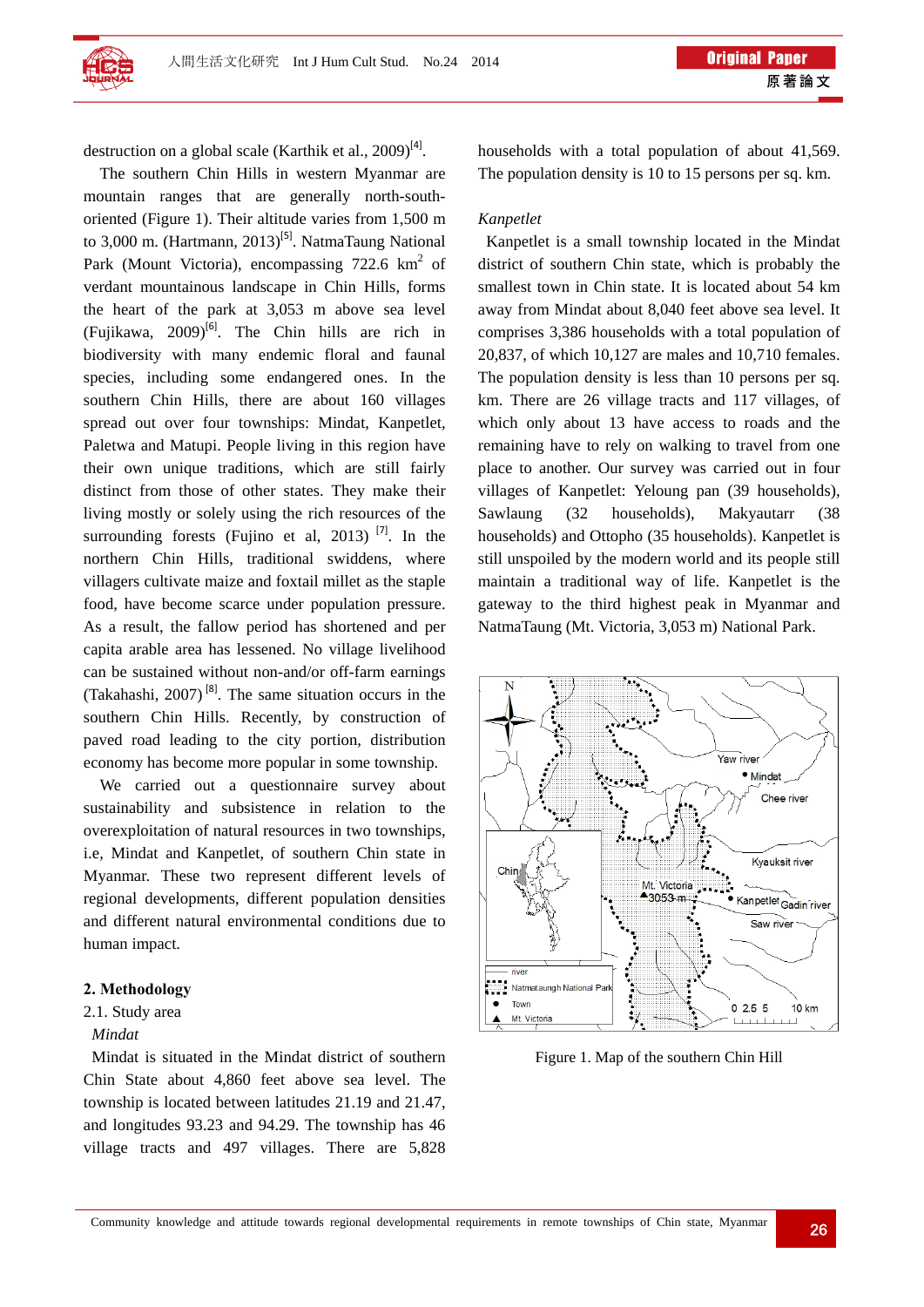destruction on a global scale (Karthik et al., 2009)[4].

The southern Chin Hills in western Myanmar are mountain ranges that are generally north-south-oriented (Figure 1). Their altitude varies from 1,500 m to 3,000 m. (Hartmann, 2013)[5]. NatmaTaung National Park (Mount Victoria), encompassing 722.6 km$^2$ of verdant mountainous landscape in Chin Hills, forms the heart of the park at 3,053 m above sea level (Fujikawa, 2009)[6]. The Chin hills are rich in biodiversity with many endemic floral and faunal species, including some endangered ones. In the southern Chin Hills, there are about 160 villages spread out over four townships: Mindat, Kanpetlet, Paletwa and Matupi. People living in this region have their own unique traditions, which are still fairly distinct from those of other states. They make their living mostly or solely using the rich resources of the surrounding forests (Fujino et al, 2013) [7]. In the northern Chin Hills, traditional swiddens, where villagers cultivate maize and foxtail millet as the staple food, have become scarce under population pressure. As a result, the fallow period has shortened and per capita arable area has lessened. No village livelihood can be sustained without non-and/or off-farm earnings (Takahashi, 2007) [8]. The same situation occurs in the southern Chin Hills. Recently, by construction of paved road leading to the city portion, distribution economy has become more popular in some township.

We carried out a questionnaire survey about sustainability and subsistence in relation to the overexploitation of natural resources in two townships, i.e, Mindat and Kanpetlet, of southern Chin state in Myanmar. These two represent different levels of regional developments, different population densities and different natural environmental conditions due to human impact.

## 2. Methodology

### 2.1. Study area

*Mindat*

Mindat is situated in the Mindat district of southern Chin State about 4,860 feet above sea level. The township is located between latitudes 21.19 and 21.47, and longitudes 93.23 and 94.29. The township has 46 village tracts and 497 villages. There are 5,828 households with a total population of about 41,569. The population density is 10 to 15 persons per sq. km.

*Kanpetlet*

Kanpetlet is a small township located in the Mindat district of southern Chin state, which is probably the smallest town in Chin state. It is located about 54 km away from Mindat about 8,040 feet above sea level. It comprises 3,386 households with a total population of 20,837, of which 10,127 are males and 10,710 females. The population density is less than 10 persons per sq. km. There are 26 village tracts and 117 villages, of which only about 13 have access to roads and the remaining have to rely on walking to travel from one place to another. Our survey was carried out in four villages of Kanpetlet: Yeloung pan (39 households), Sawlaung (32 households), Makyautarr (38 households) and Ottopho (35 households). Kanpetlet is still unspoiled by the modern world and its people still maintain a traditional way of life. Kanpetlet is the gateway to the third highest peak in Myanmar and NatmaTaung (Mt. Victoria, 3,053 m) National Park.

Figure 1. Map of the southern Chin Hill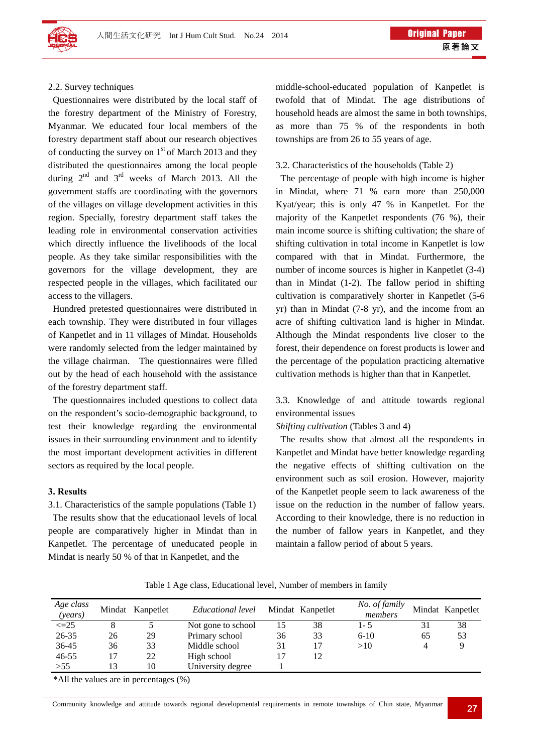### 2.2. Survey techniques

Questionnaires were distributed by the local staff of the forestry department of the Ministry of Forestry, Myanmar. We educated four local members of the forestry department staff about our research objectives of conducting the survey on 1st of March 2013 and they distributed the questionnaires among the local people during 2nd and 3rd weeks of March 2013. All the government staffs are coordinating with the governors of the villages on village development activities in this region. Specially, forestry department staff takes the leading role in environmental conservation activities which directly influence the livelihoods of the local people. As they take similar responsibilities with the governors for the village development, they are respected people in the villages, which facilitated our access to the villagers.

Hundred pretested questionnaires were distributed in each township. They were distributed in four villages of Kanpetlet and in 11 villages of Mindat. Households were randomly selected from the ledger maintained by the village chairman. The questionnaires were filled out by the head of each household with the assistance of the forestry department staff.

The questionnaires included questions to collect data on the respondent's socio-demographic background, to test their knowledge regarding the environmental issues in their surrounding environment and to identify the most important development activities in different sectors as required by the local people.

## 3. Results

### 3.1. Characteristics of the sample populations (Table 1)

The results show that the educationaol levels of local people are comparatively higher in Mindat than in Kanpetlet. The percentage of uneducated people in Mindat is nearly 50 % of that in Kanpetlet, and the middle-school-educated population of Kanpetlet is twofold that of Mindat. The age distributions of household heads are almost the same in both townships, as more than 75 % of the respondents in both townships are from 26 to 55 years of age.

### 3.2. Characteristics of the households (Table 2)

The percentage of people with high income is higher in Mindat, where 71 % earn more than 250,000 Kyat/year; this is only 47 % in Kanpetlet. For the majority of the Kanpetlet respondents (76 %), their main income source is shifting cultivation; the share of shifting cultivation in total income in Kanpetlet is low compared with that in Mindat. Furthermore, the number of income sources is higher in Kanpetlet (3-4) than in Mindat (1-2). The fallow period in shifting cultivation is comparatively shorter in Kanpetlet (5-6 yr) than in Mindat (7-8 yr), and the income from an acre of shifting cultivation land is higher in Mindat. Although the Mindat respondents live closer to the forest, their dependence on forest products is lower and the percentage of the population practicing alternative cultivation methods is higher than that in Kanpetlet.

### 3.3. Knowledge of and attitude towards regional environmental issues

*Shifting cultivation* (Tables 3 and 4)

The results show that almost all the respondents in Kanpetlet and Mindat have better knowledge regarding the negative effects of shifting cultivation on the environment such as soil erosion. However, majority of the Kanpetlet people seem to lack awareness of the issue on the reduction in the number of fallow years. According to their knowledge, there is no reduction in the number of fallow years in Kanpetlet, and they maintain a fallow period of about 5 years.

Table 1 Age class, Educational level, Number of members in family

| *Age class (years)* | Mindat | Kanpetlet | *Educational level* | Mindat | Kanpetlet | *No. of family members* | Mindat | Kanpetlet |
|---|---|---|---|---|---|---|---|---|
| <=25 | 8 | 5 | Not gone to school | 15 | 38 | 1- 5 | 31 | 38 |
| 26-35 | 26 | 29 | Primary school | 36 | 33 | 6-10 | 65 | 53 |
| 36-45 | 36 | 33 | Middle school | 31 | 17 | >10 | 4 | 9 |
| 46-55 | 17 | 22 | High school | 17 | 12 | | | |
| >55 | 13 | 10 | University degree | 1 | | | | |

*All the values are in percentages (%)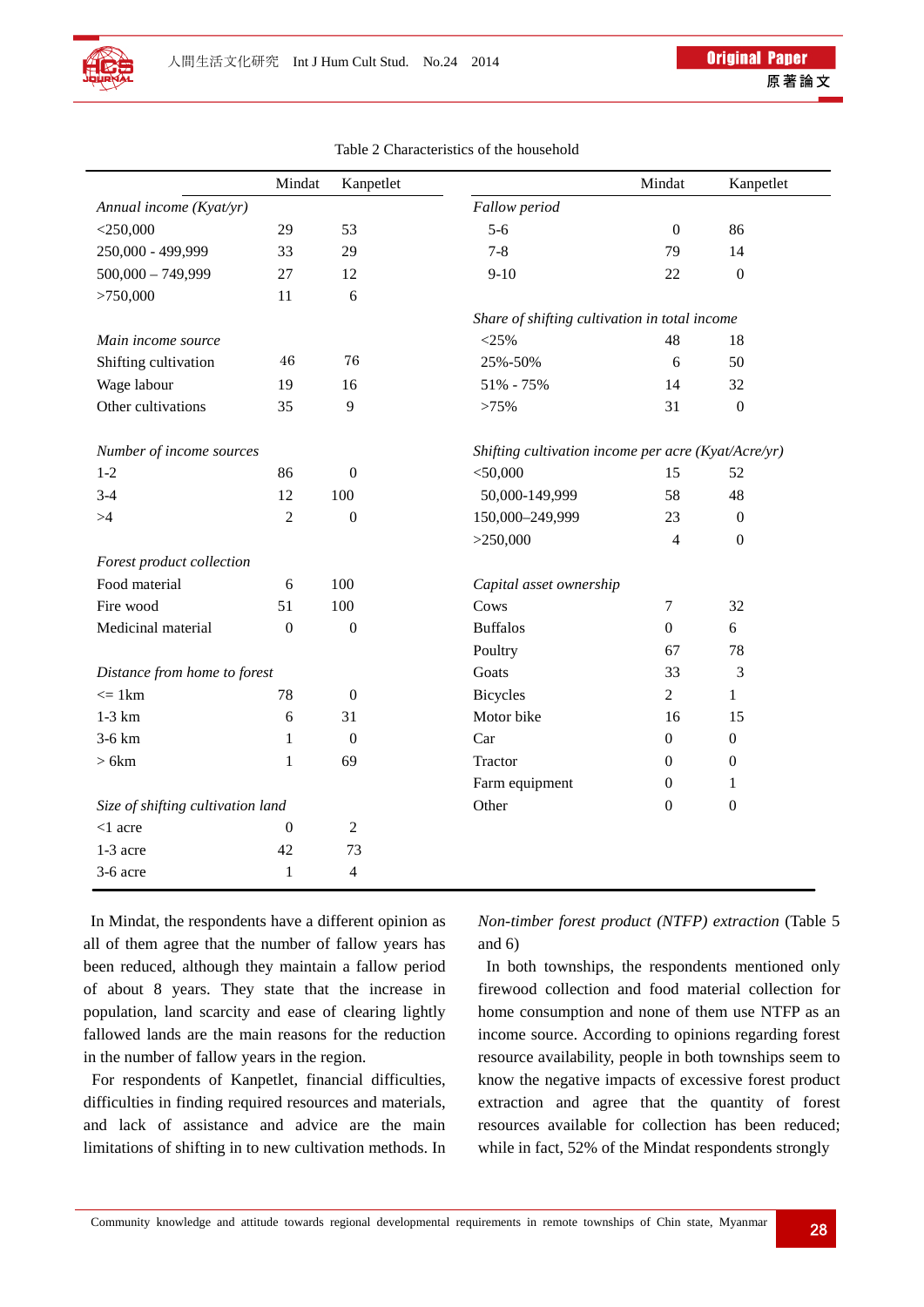Table 2 Characteristics of the household

| | Mindat | Kanpetlet | | Mindat | Kanpetlet |
|---|---|---|---|---|---|
| *Annual income (Kyat/yr)* | | | *Fallow period* | | |
| <250,000 | 29 | 53 | 5-6 | 0 | 86 |
| 250,000 - 499,999 | 33 | 29 | 7-8 | 79 | 14 |
| 500,000 – 749,999 | 27 | 12 | 9-10 | 22 | 0 |
| >750,000 | 11 | 6 | | | |
| | | | *Share of shifting cultivation in total income* | | |
| *Main income source* | | | <25% | 48 | 18 |
| Shifting cultivation | 46 | 76 | 25%-50% | 6 | 50 |
| Wage labour | 19 | 16 | 51% - 75% | 14 | 32 |
| Other cultivations | 35 | 9 | >75% | 31 | 0 |
| | | | | | |
| *Number of income sources* | | | *Shifting cultivation income per acre (Kyat/Acre/yr)* | | |
| 1-2 | 86 | 0 | <50,000 | 15 | 52 |
| 3-4 | 12 | 100 | 50,000-149,999 | 58 | 48 |
| >4 | 2 | 0 | 150,000–249,999 | 23 | 0 |
| | | | >250,000 | 4 | 0 |
| *Forest product collection* | | | *Capital asset ownership* | | |
| Food material | 6 | 100 | Cows | 7 | 32 |
| Fire wood | 51 | 100 | Buffalos | 0 | 6 |
| Medicinal material | 0 | 0 | Poultry | 67 | 78 |
| *Distance from home to forest* | | | Goats | 33 | 3 |
| <= 1km | 78 | 0 | Bicycles | 2 | 1 |
| 1-3 km | 6 | 31 | Motor bike | 16 | 15 |
| 3-6 km | 1 | 0 | Car | 0 | 0 |
| > 6km | 1 | 69 | Tractor | 0 | 0 |
| | | | Farm equipment | 0 | 1 |
| *Size of shifting cultivation land* | | | Other | 0 | 0 |
| <1 acre | 0 | 2 | | | |
| 1-3 acre | 42 | 73 | | | |
| 3-6 acre | 1 | 4 | | | |

In Mindat, the respondents have a different opinion as all of them agree that the number of fallow years has been reduced, although they maintain a fallow period of about 8 years. They state that the increase in population, land scarcity and ease of clearing lightly fallowed lands are the main reasons for the reduction in the number of fallow years in the region.

For respondents of Kanpetlet, financial difficulties, difficulties in finding required resources and materials, and lack of assistance and advice are the main limitations of shifting in to new cultivation methods. In

*Non-timber forest product (NTFP) extraction* (Table 5 and 6)

In both townships, the respondents mentioned only firewood collection and food material collection for home consumption and none of them use NTFP as an income source. According to opinions regarding forest resource availability, people in both townships seem to know the negative impacts of excessive forest product extraction and agree that the quantity of forest resources available for collection has been reduced; while in fact, 52% of the Mindat respondents strongly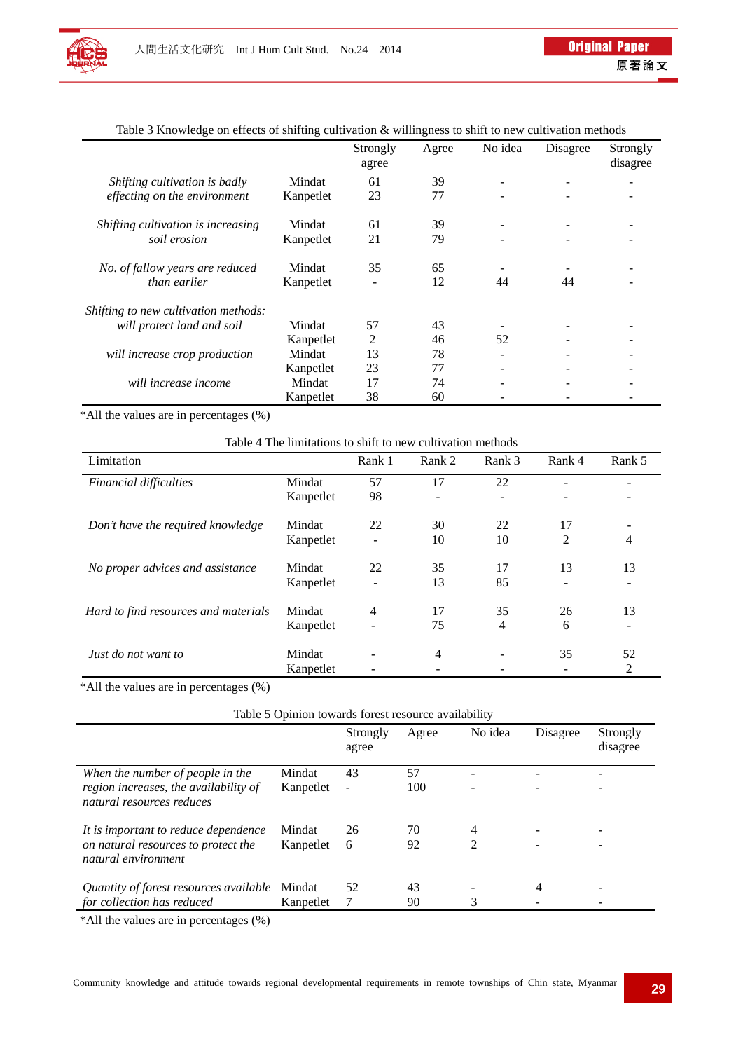Table 3 Knowledge on effects of shifting cultivation & willingness to shift to new cultivation methods

| | | Strongly agree | Agree | No idea | Disagree | Strongly disagree |
|---|---|---|---|---|---|---|
| *Shifting cultivation is badly effecting on the environment* | Mindat | 61 | 39 | - | - | - |
| | Kanpetlet | 23 | 77 | - | - | - |
| *Shifting cultivation is increasing soil erosion* | Mindat | 61 | 39 | - | - | - |
| | Kanpetlet | 21 | 79 | - | - | - |
| *No. of fallow years are reduced than earlier* | Mindat | 35 | 65 | - | - | - |
| | Kanpetlet | - | 12 | 44 | 44 | - |
| *Shifting to new cultivation methods:* | | | | | | |
| *will protect land and soil* | Mindat | 57 | 43 | - | - | - |
| | Kanpetlet | 2 | 46 | 52 | - | - |
| *will increase crop production* | Mindat | 13 | 78 | - | - | - |
| | Kanpetlet | 23 | 77 | - | - | - |
| *will increase income* | Mindat | 17 | 74 | - | - | - |
| | Kanpetlet | 38 | 60 | - | - | - |

*All the values are in percentages (%)

Table 4 The limitations to shift to new cultivation methods

| Limitation | | Rank 1 | Rank 2 | Rank 3 | Rank 4 | Rank 5 |
|---|---|---|---|---|---|---|
| *Financial difficulties* | Mindat | 57 | 17 | 22 | - | - |
| | Kanpetlet | 98 | - | - | - | - |
| *Don't have the required knowledge* | Mindat | 22 | 30 | 22 | 17 | - |
| | Kanpetlet | - | 10 | 10 | 2 | 4 |
| *No proper advices and assistance* | Mindat | 22 | 35 | 17 | 13 | 13 |
| | Kanpetlet | - | 13 | 85 | - | - |
| *Hard to find resources and materials* | Mindat | 4 | 17 | 35 | 26 | 13 |
| | Kanpetlet | - | 75 | 4 | 6 | - |
| *Just do not want to* | Mindat | - | 4 | - | 35 | 52 |
| | Kanpetlet | - | - | - | - | 2 |

*All the values are in percentages (%)

Table 5 Opinion towards forest resource availability

| | | Strongly agree | Agree | No idea | Disagree | Strongly disagree |
|---|---|---|---|---|---|---|
| *When the number of people in the region increases, the availability of natural resources reduces* | Mindat | 43 | 57 | - | - | - |
| | Kanpetlet | - | 100 | - | - | - |
| *It is important to reduce dependence on natural resources to protect the natural environment* | Mindat | 26 | 70 | 4 | - | - |
| | Kanpetlet | 6 | 92 | 2 | - | - |
| *Quantity of forest resources available for collection has reduced* | Mindat | 52 | 43 | - | 4 | - |
| | Kanpetlet | 7 | 90 | 3 | - | - |

*All the values are in percentages (%)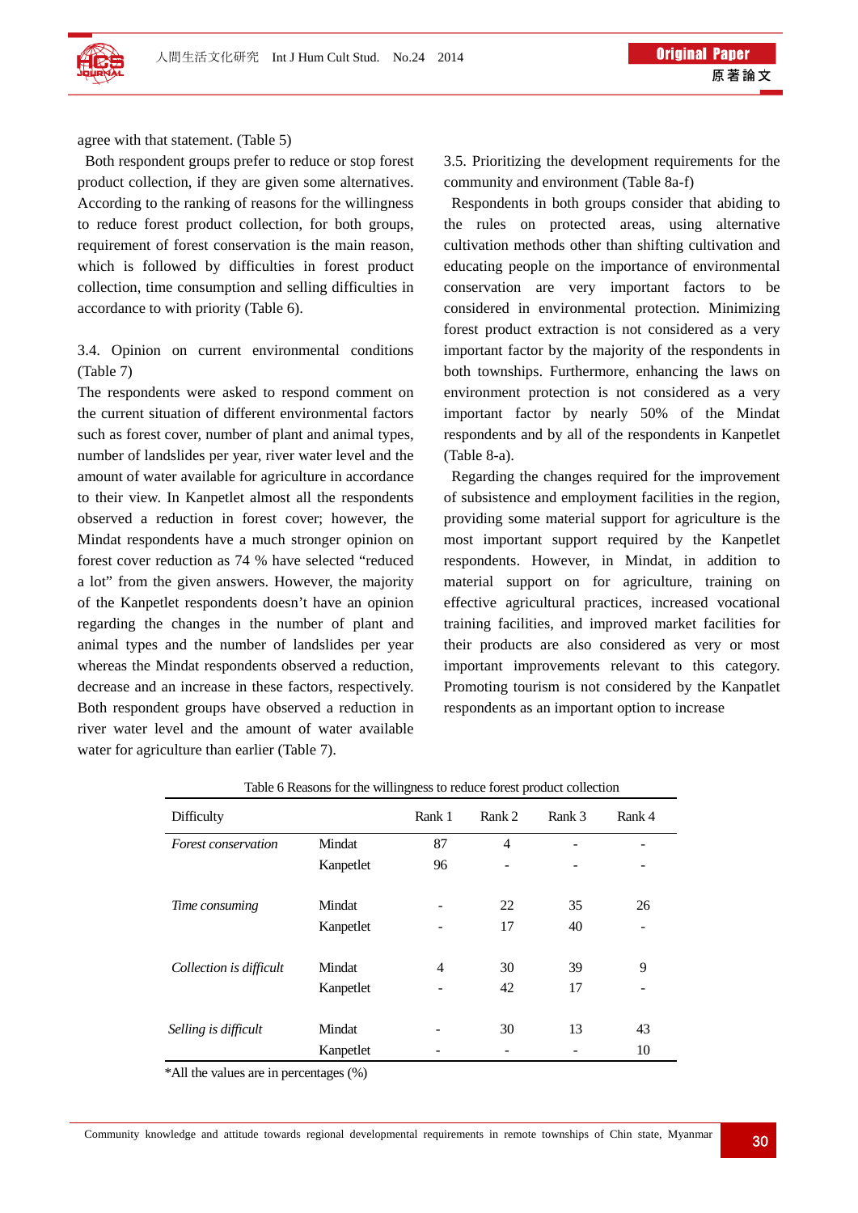agree with that statement. (Table 5)

Both respondent groups prefer to reduce or stop forest product collection, if they are given some alternatives. According to the ranking of reasons for the willingness to reduce forest product collection, for both groups, requirement of forest conservation is the main reason, which is followed by difficulties in forest product collection, time consumption and selling difficulties in accordance to with priority (Table 6).

3.4. Opinion on current environmental conditions (Table 7)

The respondents were asked to respond comment on the current situation of different environmental factors such as forest cover, number of plant and animal types, number of landslides per year, river water level and the amount of water available for agriculture in accordance to their view. In Kanpetlet almost all the respondents observed a reduction in forest cover; however, the Mindat respondents have a much stronger opinion on forest cover reduction as 74 % have selected "reduced a lot" from the given answers. However, the majority of the Kanpetlet respondents doesn't have an opinion regarding the changes in the number of plant and animal types and the number of landslides per year whereas the Mindat respondents observed a reduction, decrease and an increase in these factors, respectively. Both respondent groups have observed a reduction in river water level and the amount of water available water for agriculture than earlier (Table 7).

3.5. Prioritizing the development requirements for the community and environment (Table 8a-f)

Respondents in both groups consider that abiding to the rules on protected areas, using alternative cultivation methods other than shifting cultivation and educating people on the importance of environmental conservation are very important factors to be considered in environmental protection. Minimizing forest product extraction is not considered as a very important factor by the majority of the respondents in both townships. Furthermore, enhancing the laws on environment protection is not considered as a very important factor by nearly 50% of the Mindat respondents and by all of the respondents in Kanpetlet (Table 8-a).

Regarding the changes required for the improvement of subsistence and employment facilities in the region, providing some material support for agriculture is the most important support required by the Kanpetlet respondents. However, in Mindat, in addition to material support on for agriculture, training on effective agricultural practices, increased vocational training facilities, and improved market facilities for their products are also considered as very or most important improvements relevant to this category. Promoting tourism is not considered by the Kanpatlet respondents as an important option to increase

Table 6 Reasons for the willingness to reduce forest product collection

| Difficulty | | Rank 1 | Rank 2 | Rank 3 | Rank 4 |
|---|---|---|---|---|---|
| *Forest conservation* | Mindat | 87 | 4 | - | - |
| | Kanpetlet | 96 | - | - | - |
| *Time consuming* | Mindat | - | 22 | 35 | 26 |
| | Kanpetlet | - | 17 | 40 | - |
| *Collection is difficult* | Mindat | 4 | 30 | 39 | 9 |
| | Kanpetlet | - | 42 | 17 | - |
| *Selling is difficult* | Mindat | - | 30 | 13 | 43 |
| | Kanpetlet | - | - | - | 10 |

*All the values are in percentages (%)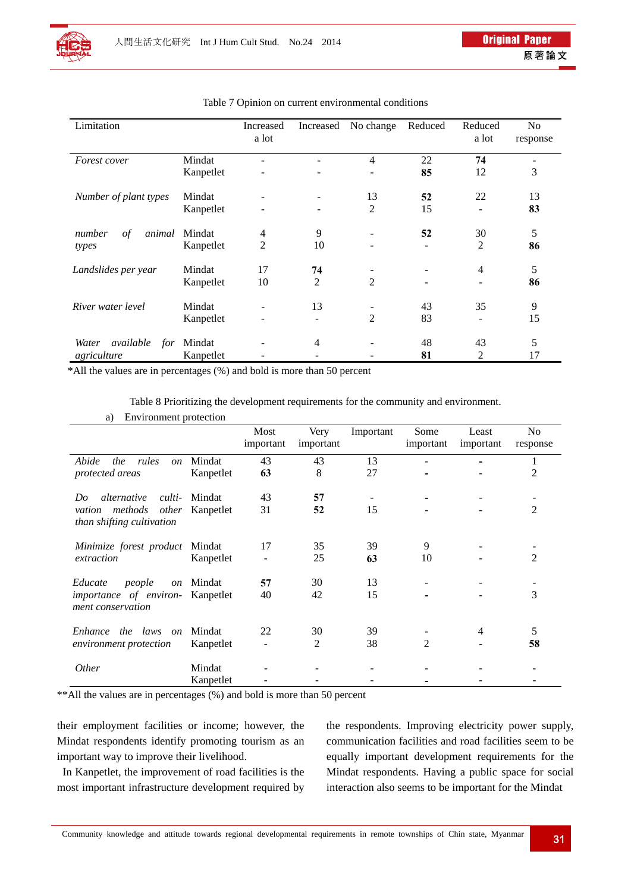Table 7 Opinion on current environmental conditions

| Limitation | | Increased a lot | Increased | No change | Reduced | Reduced a lot | No response |
|---|---|---|---|---|---|---|---|
| *Forest cover* | Mindat | - | - | 4 | 22 | **74** | - |
| | Kanpetlet | - | - | - | **85** | 12 | 3 |
| *Number of plant types* | Mindat | - | - | 13 | **52** | 22 | 13 |
| | Kanpetlet | - | - | 2 | 15 | - | **83** |
| *number of animal types* | Mindat | 4 | 9 | - | **52** | 30 | 5 |
| | Kanpetlet | 2 | 10 | - | - | 2 | **86** |
| *Landslides per year* | Mindat | 17 | **74** | - | - | 4 | 5 |
| | Kanpetlet | 10 | 2 | 2 | - | - | **86** |
| *River water level* | Mindat | - | 13 | - | 43 | 35 | 9 |
| | Kanpetlet | - | - | 2 | 83 | - | 15 |
| *Water available for agriculture* | Mindat | - | 4 | - | 48 | 43 | 5 |
| | Kanpetlet | - | - | - | **81** | 2 | 17 |

*All the values are in percentages (%) and bold is more than 50 percent

Table 8 Prioritizing the development requirements for the community and environment.

a) Environment protection

| | | Most important | Very important | Important | Some important | Least important | No response |
|---|---|---|---|---|---|---|---|
| *Abide the rules on protected areas* | Mindat | 43 | 43 | 13 | - | - | 1 |
| | Kanpetlet | **63** | 8 | 27 | - | - | 2 |
| *Do alternative cultivation methods other than shifting cultivation* | Mindat | 43 | **57** | - | - | - | - |
| | Kanpetlet | 31 | **52** | 15 | - | - | 2 |
| *Minimize forest product extraction* | Mindat | 17 | 35 | 39 | 9 | - | - |
| | Kanpetlet | - | 25 | **63** | 10 | - | 2 |
| *Educate people on importance of environment conservation* | Mindat | **57** | 30 | 13 | - | - | - |
| | Kanpetlet | 40 | 42 | 15 | - | - | 3 |
| *Enhance the laws on environment protection* | Mindat | 22 | 30 | 39 | - | 4 | 5 |
| | Kanpetlet | - | 2 | 38 | 2 | - | **58** |
| *Other* | Mindat | - | - | - | - | - | - |
| | Kanpetlet | - | - | - | - | - | - |

**All the values are in percentages (%) and bold is more than 50 percent

their employment facilities or income; however, the Mindat respondents identify promoting tourism as an important way to improve their livelihood.

In Kanpetlet, the improvement of road facilities is the most important infrastructure development required by the respondents. Improving electricity power supply, communication facilities and road facilities seem to be equally important development requirements for the Mindat respondents. Having a public space for social interaction also seems to be important for the Mindat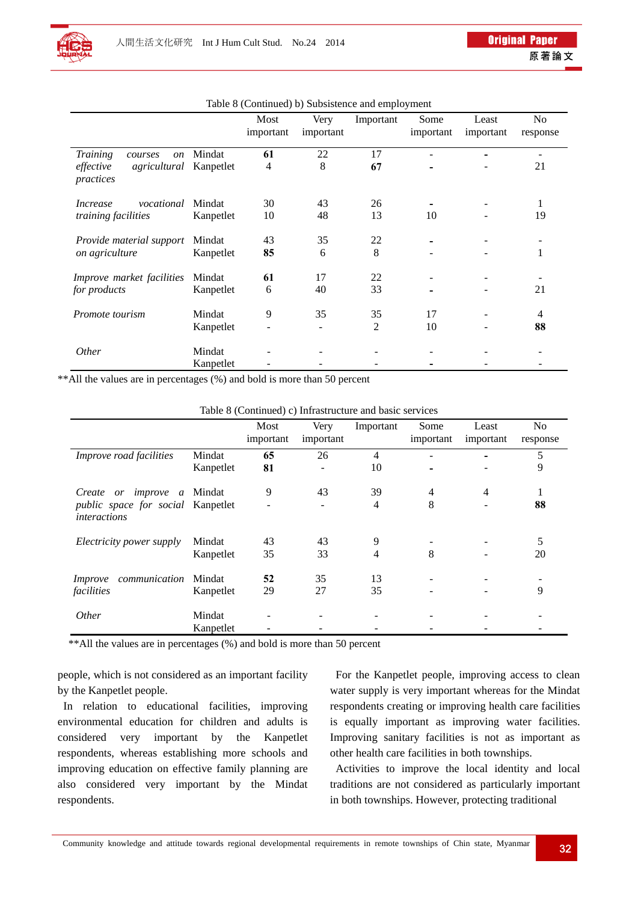Table 8 (Continued) b) Subsistence and employment

| | | Most important | Very important | Important | Some important | Least important | No response |
|---|---|---|---|---|---|---|---|
| *Training courses on effective agricultural practices* | Mindat | **61** | 22 | 17 | - | - | - |
| | Kanpetlet | 4 | 8 | **67** | - | - | 21 |
| *Increase vocational training facilities* | Mindat | 30 | 43 | 26 | - | - | 1 |
| | Kanpetlet | 10 | 48 | 13 | 10 | - | 19 |
| *Provide material support on agriculture* | Mindat | 43 | 35 | 22 | - | - | - |
| | Kanpetlet | **85** | 6 | 8 | - | - | 1 |
| *Improve market facilities for products* | Mindat | **61** | 17 | 22 | - | - | - |
| | Kanpetlet | 6 | 40 | 33 | - | - | 21 |
| *Promote tourism* | Mindat | 9 | 35 | 35 | 17 | - | 4 |
| | Kanpetlet | - | - | 2 | 10 | - | **88** |
| *Other* | Mindat | - | - | - | - | - | - |
| | Kanpetlet | - | - | - | - | - | - |

**All the values are in percentages (%) and bold is more than 50 percent

Table 8 (Continued) c) Infrastructure and basic services

| | | Most important | Very important | Important | Some important | Least important | No response |
|---|---|---|---|---|---|---|---|
| *Improve road facilities* | Mindat | **65** | 26 | 4 | - | - | 5 |
| | Kanpetlet | **81** | - | 10 | - | - | 9 |
| *Create or improve a public space for social interactions* | Mindat | 9 | 43 | 39 | 4 | 4 | 1 |
| | Kanpetlet | - | - | 4 | 8 | - | **88** |
| *Electricity power supply* | Mindat | 43 | 43 | 9 | - | - | 5 |
| | Kanpetlet | 35 | 33 | 4 | 8 | - | 20 |
| *Improve communication facilities* | Mindat | **52** | 35 | 13 | - | - | - |
| | Kanpetlet | 29 | 27 | 35 | - | - | 9 |
| *Other* | Mindat | - | - | - | - | - | - |
| | Kanpetlet | - | - | - | - | - | - |

**All the values are in percentages (%) and bold is more than 50 percent

people, which is not considered as an important facility by the Kanpetlet people.

In relation to educational facilities, improving environmental education for children and adults is considered very important by the Kanpetlet respondents, whereas establishing more schools and improving education on effective family planning are also considered very important by the Mindat respondents.

For the Kanpetlet people, improving access to clean water supply is very important whereas for the Mindat respondents creating or improving health care facilities is equally important as improving water facilities. Improving sanitary facilities is not as important as other health care facilities in both townships.

Activities to improve the local identity and local traditions are not considered as particularly important in both townships. However, protecting traditional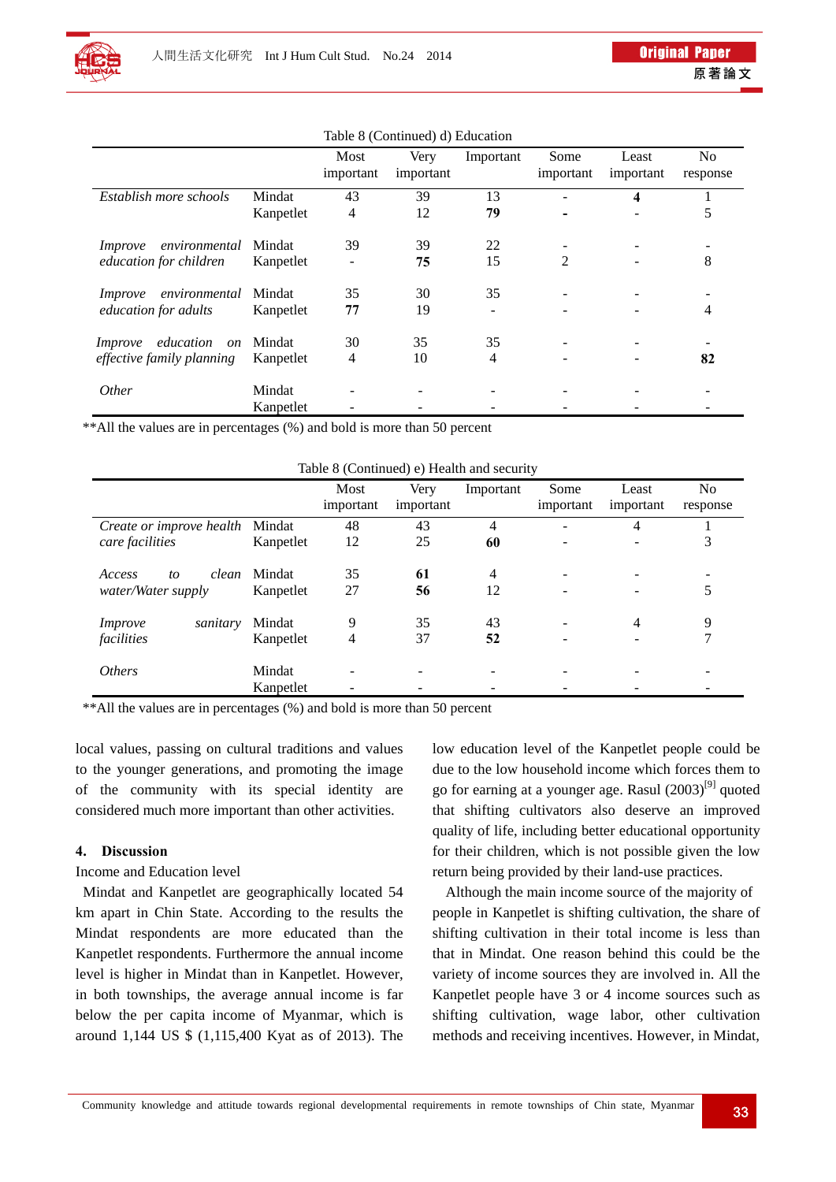Table 8 (Continued) d) Education

| | | Most important | Very important | Important | Some important | Least important | No response |
|---|---|---|---|---|---|---|---|
| *Establish more schools* | Mindat | 43 | 39 | 13 | - | **4** | 1 |
| | Kanpetlet | 4 | 12 | **79** | **-** | - | 5 |
| *Improve environmental education for children* | Mindat | 39 | 39 | 22 | - | - | - |
| | Kanpetlet | - | **75** | 15 | 2 | - | 8 |
| *Improve environmental education for adults* | Mindat | 35 | 30 | 35 | - | - | - |
| | Kanpetlet | **77** | 19 | - | - | - | 4 |
| *Improve education on effective family planning* | Mindat | 30 | 35 | 35 | - | - | - |
| | Kanpetlet | 4 | 10 | 4 | - | - | **82** |
| *Other* | Mindat | - | - | - | - | - | - |
| | Kanpetlet | - | - | - | - | - | - |

**All the values are in percentages (%) and bold is more than 50 percent

Table 8 (Continued) e) Health and security

| | | Most important | Very important | Important | Some important | Least important | No response |
|---|---|---|---|---|---|---|---|
| *Create or improve health care facilities* | Mindat | 48 | 43 | 4 | - | 4 | 1 |
| | Kanpetlet | 12 | 25 | **60** | - | - | 3 |
| *Access to clean water/Water supply* | Mindat | 35 | **61** | 4 | - | - | - |
| | Kanpetlet | 27 | **56** | 12 | - | - | 5 |
| *Improve sanitary facilities* | Mindat | 9 | 35 | 43 | - | 4 | 9 |
| | Kanpetlet | 4 | 37 | **52** | - | - | 7 |
| *Others* | Mindat | - | - | - | - | - | - |
| | Kanpetlet | - | - | - | - | - | - |

**All the values are in percentages (%) and bold is more than 50 percent

local values, passing on cultural traditions and values to the younger generations, and promoting the image of the community with its special identity are considered much more important than other activities.

## 4. Discussion

Income and Education level

Mindat and Kanpetlet are geographically located 54 km apart in Chin State. According to the results the Mindat respondents are more educated than the Kanpetlet respondents. Furthermore the annual income level is higher in Mindat than in Kanpetlet. However, in both townships, the average annual income is far below the per capita income of Myanmar, which is around 1,144 US $ (1,115,400 Kyat as of 2013). The low education level of the Kanpetlet people could be due to the low household income which forces them to go for earning at a younger age. Rasul (2003)[9] quoted that shifting cultivators also deserve an improved quality of life, including better educational opportunity for their children, which is not possible given the low return being provided by their land-use practices.

Although the main income source of the majority of people in Kanpetlet is shifting cultivation, the share of shifting cultivation in their total income is less than that in Mindat. One reason behind this could be the variety of income sources they are involved in. All the Kanpetlet people have 3 or 4 income sources such as shifting cultivation, wage labor, other cultivation methods and receiving incentives. However, in Mindat,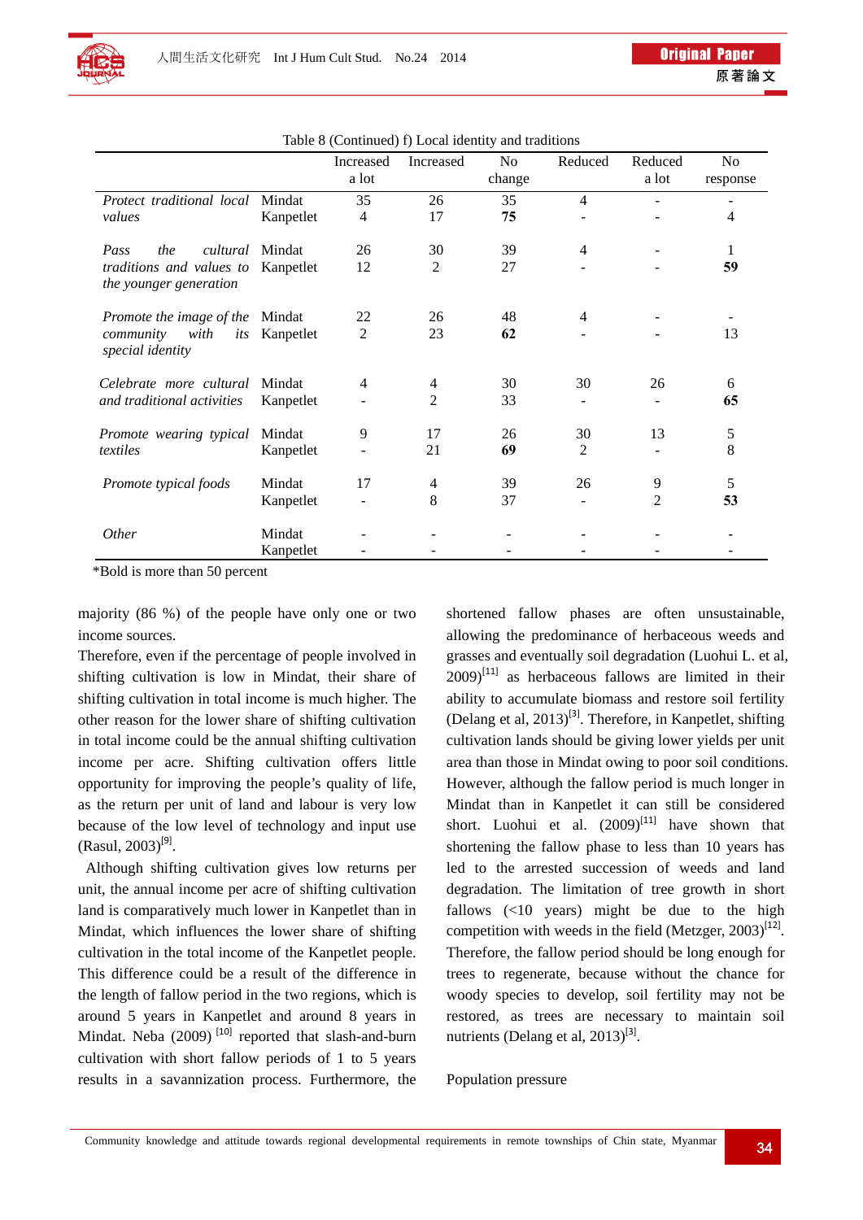Table 8 (Continued) f) Local identity and traditions

| | | Increased a lot | Increased | No change | Reduced | Reduced a lot | No response |
|---|---|---|---|---|---|---|---|
| *Protect traditional local values* | Mindat | 35 | 26 | 35 | 4 | - | - |
| | Kanpetlet | 4 | 17 | **75** | - | - | 4 |
| *Pass the cultural traditions and values to the younger generation* | Mindat | 26 | 30 | 39 | 4 | - | 1 |
| | Kanpetlet | 12 | 2 | 27 | - | - | **59** |
| *Promote the image of the community with its special identity* | Mindat | 22 | 26 | 48 | 4 | - | - |
| | Kanpetlet | 2 | 23 | **62** | - | - | 13 |
| *Celebrate more cultural and traditional activities* | Mindat | 4 | 4 | 30 | 30 | 26 | 6 |
| | Kanpetlet | - | 2 | 33 | - | - | **65** |
| *Promote wearing typical textiles* | Mindat | 9 | 17 | 26 | 30 | 13 | 5 |
| | Kanpetlet | - | 21 | **69** | 2 | - | 8 |
| *Promote typical foods* | Mindat | 17 | 4 | 39 | 26 | 9 | 5 |
| | Kanpetlet | - | 8 | 37 | - | 2 | **53** |
| *Other* | Mindat | - | - | - | - | - | - |
| | Kanpetlet | - | - | - | - | - | - |

*Bold is more than 50 percent

majority (86 %) of the people have only one or two income sources.

Therefore, even if the percentage of people involved in shifting cultivation is low in Mindat, their share of shifting cultivation in total income is much higher. The other reason for the lower share of shifting cultivation in total income could be the annual shifting cultivation income per acre. Shifting cultivation offers little opportunity for improving the people's quality of life, as the return per unit of land and labour is very low because of the low level of technology and input use (Rasul, 2003)[9].

Although shifting cultivation gives low returns per unit, the annual income per acre of shifting cultivation land is comparatively much lower in Kanpetlet than in Mindat, which influences the lower share of shifting cultivation in the total income of the Kanpetlet people. This difference could be a result of the difference in the length of fallow period in the two regions, which is around 5 years in Kanpetlet and around 8 years in Mindat. Neba (2009) [10] reported that slash-and-burn cultivation with short fallow periods of 1 to 5 years results in a savannization process. Furthermore, the shortened fallow phases are often unsustainable, allowing the predominance of herbaceous weeds and grasses and eventually soil degradation (Luohui L. et al, 2009)[11] as herbaceous fallows are limited in their ability to accumulate biomass and restore soil fertility (Delang et al, 2013)[3]. Therefore, in Kanpetlet, shifting cultivation lands should be giving lower yields per unit area than those in Mindat owing to poor soil conditions. However, although the fallow period is much longer in Mindat than in Kanpetlet it can still be considered short. Luohui et al. (2009)[11] have shown that shortening the fallow phase to less than 10 years has led to the arrested succession of weeds and land degradation. The limitation of tree growth in short fallows (<10 years) might be due to the high competition with weeds in the field (Metzger, 2003)[12]. Therefore, the fallow period should be long enough for trees to regenerate, because without the chance for woody species to develop, soil fertility may not be restored, as trees are necessary to maintain soil nutrients (Delang et al, 2013)[3].

Population pressure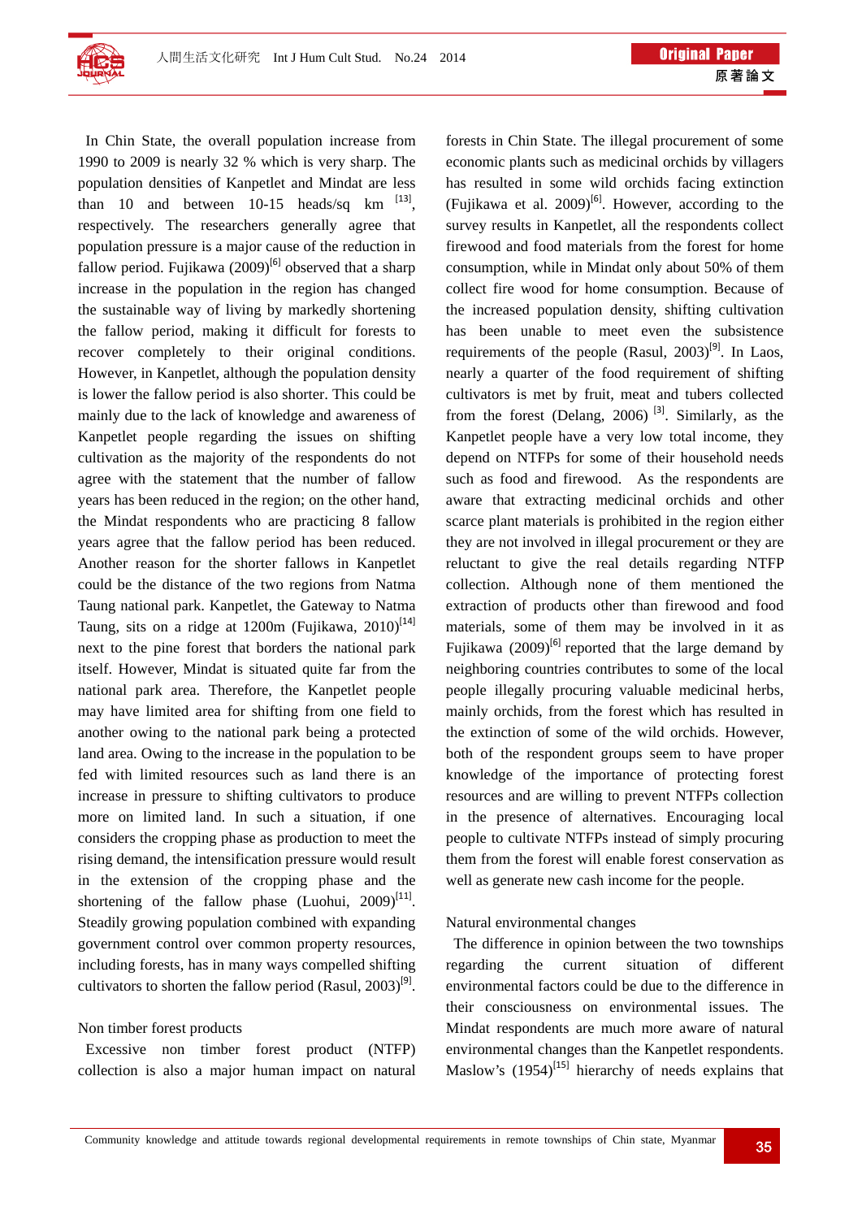In Chin State, the overall population increase from 1990 to 2009 is nearly 32 % which is very sharp. The population densities of Kanpetlet and Mindat are less than 10 and between 10-15 heads/sq km [13], respectively. The researchers generally agree that population pressure is a major cause of the reduction in fallow period. Fujikawa (2009)[6] observed that a sharp increase in the population in the region has changed the sustainable way of living by markedly shortening the fallow period, making it difficult for forests to recover completely to their original conditions. However, in Kanpetlet, although the population density is lower the fallow period is also shorter. This could be mainly due to the lack of knowledge and awareness of Kanpetlet people regarding the issues on shifting cultivation as the majority of the respondents do not agree with the statement that the number of fallow years has been reduced in the region; on the other hand, the Mindat respondents who are practicing 8 fallow years agree that the fallow period has been reduced. Another reason for the shorter fallows in Kanpetlet could be the distance of the two regions from Natma Taung national park. Kanpetlet, the Gateway to Natma Taung, sits on a ridge at 1200m (Fujikawa, 2010)[14] next to the pine forest that borders the national park itself. However, Mindat is situated quite far from the national park area. Therefore, the Kanpetlet people may have limited area for shifting from one field to another owing to the national park being a protected land area. Owing to the increase in the population to be fed with limited resources such as land there is an increase in pressure to shifting cultivators to produce more on limited land. In such a situation, if one considers the cropping phase as production to meet the rising demand, the intensification pressure would result in the extension of the cropping phase and the shortening of the fallow phase (Luohui, 2009)[11]. Steadily growing population combined with expanding government control over common property resources, including forests, has in many ways compelled shifting cultivators to shorten the fallow period (Rasul, 2003)[9].

Non timber forest products

Excessive non timber forest product (NTFP) collection is also a major human impact on natural forests in Chin State. The illegal procurement of some economic plants such as medicinal orchids by villagers has resulted in some wild orchids facing extinction (Fujikawa et al. 2009)[6]. However, according to the survey results in Kanpetlet, all the respondents collect firewood and food materials from the forest for home consumption, while in Mindat only about 50% of them collect fire wood for home consumption. Because of the increased population density, shifting cultivation has been unable to meet even the subsistence requirements of the people (Rasul, 2003)[9]. In Laos, nearly a quarter of the food requirement of shifting cultivators is met by fruit, meat and tubers collected from the forest (Delang, 2006) [3]. Similarly, as the Kanpetlet people have a very low total income, they depend on NTFPs for some of their household needs such as food and firewood. As the respondents are aware that extracting medicinal orchids and other scarce plant materials is prohibited in the region either they are not involved in illegal procurement or they are reluctant to give the real details regarding NTFP collection. Although none of them mentioned the extraction of products other than firewood and food materials, some of them may be involved in it as Fujikawa (2009)[6] reported that the large demand by neighboring countries contributes to some of the local people illegally procuring valuable medicinal herbs, mainly orchids, from the forest which has resulted in the extinction of some of the wild orchids. However, both of the respondent groups seem to have proper knowledge of the importance of protecting forest resources and are willing to prevent NTFPs collection in the presence of alternatives. Encouraging local people to cultivate NTFPs instead of simply procuring them from the forest will enable forest conservation as well as generate new cash income for the people.

Natural environmental changes

The difference in opinion between the two townships regarding the current situation of different environmental factors could be due to the difference in their consciousness on environmental issues. The Mindat respondents are much more aware of natural environmental changes than the Kanpetlet respondents. Maslow's (1954)[15] hierarchy of needs explains that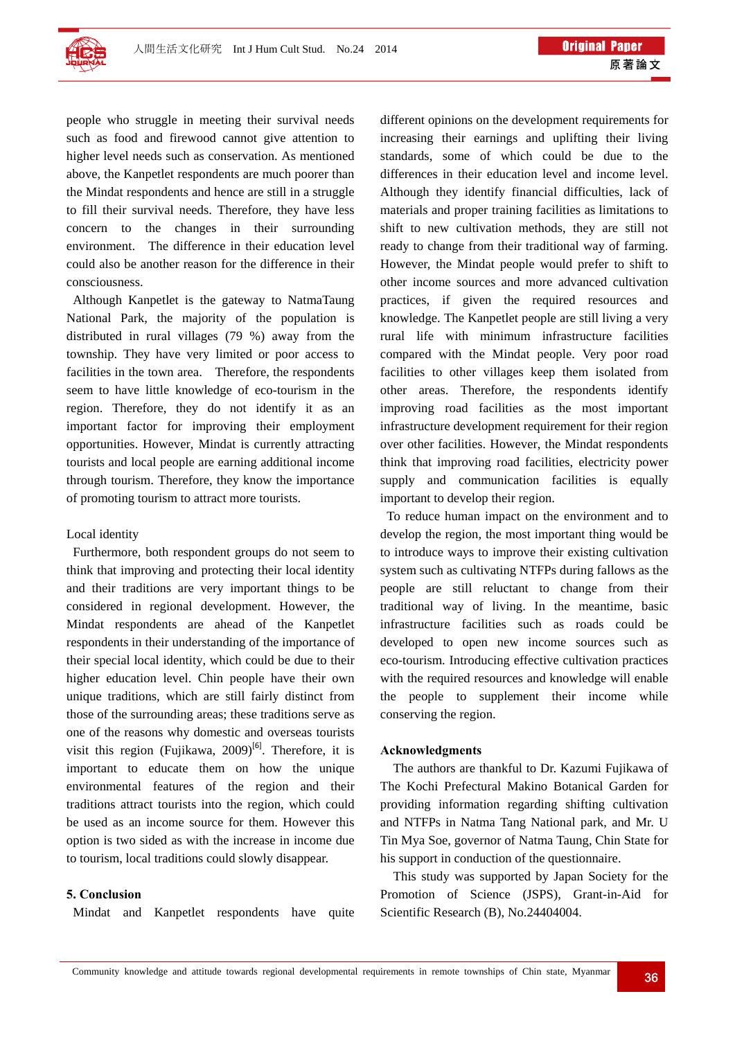people who struggle in meeting their survival needs such as food and firewood cannot give attention to higher level needs such as conservation. As mentioned above, the Kanpetlet respondents are much poorer than the Mindat respondents and hence are still in a struggle to fill their survival needs. Therefore, they have less concern to the changes in their surrounding environment. The difference in their education level could also be another reason for the difference in their consciousness.

Although Kanpetlet is the gateway to NatmaTaung National Park, the majority of the population is distributed in rural villages (79 %) away from the township. They have very limited or poor access to facilities in the town area. Therefore, the respondents seem to have little knowledge of eco-tourism in the region. Therefore, they do not identify it as an important factor for improving their employment opportunities. However, Mindat is currently attracting tourists and local people are earning additional income through tourism. Therefore, they know the importance of promoting tourism to attract more tourists.

Local identity

Furthermore, both respondent groups do not seem to think that improving and protecting their local identity and their traditions are very important things to be considered in regional development. However, the Mindat respondents are ahead of the Kanpetlet respondents in their understanding of the importance of their special local identity, which could be due to their higher education level. Chin people have their own unique traditions, which are still fairly distinct from those of the surrounding areas; these traditions serve as one of the reasons why domestic and overseas tourists visit this region (Fujikawa, 2009)[6]. Therefore, it is important to educate them on how the unique environmental features of the region and their traditions attract tourists into the region, which could be used as an income source for them. However this option is two sided as with the increase in income due to tourism, local traditions could slowly disappear.

## 5. Conclusion

Mindat and Kanpetlet respondents have quite different opinions on the development requirements for increasing their earnings and uplifting their living standards, some of which could be due to the differences in their education level and income level. Although they identify financial difficulties, lack of materials and proper training facilities as limitations to shift to new cultivation methods, they are still not ready to change from their traditional way of farming. However, the Mindat people would prefer to shift to other income sources and more advanced cultivation practices, if given the required resources and knowledge. The Kanpetlet people are still living a very rural life with minimum infrastructure facilities compared with the Mindat people. Very poor road facilities to other villages keep them isolated from other areas. Therefore, the respondents identify improving road facilities as the most important infrastructure development requirement for their region over other facilities. However, the Mindat respondents think that improving road facilities, electricity power supply and communication facilities is equally important to develop their region.

To reduce human impact on the environment and to develop the region, the most important thing would be to introduce ways to improve their existing cultivation system such as cultivating NTFPs during fallows as the people are still reluctant to change from their traditional way of living. In the meantime, basic infrastructure facilities such as roads could be developed to open new income sources such as eco-tourism. Introducing effective cultivation practices with the required resources and knowledge will enable the people to supplement their income while conserving the region.

## Acknowledgments

The authors are thankful to Dr. Kazumi Fujikawa of The Kochi Prefectural Makino Botanical Garden for providing information regarding shifting cultivation and NTFPs in Natma Tang National park, and Mr. U Tin Mya Soe, governor of Natma Taung, Chin State for his support in conduction of the questionnaire.

This study was supported by Japan Society for the Promotion of Science (JSPS), Grant-in-Aid for Scientific Research (B), No.24404004.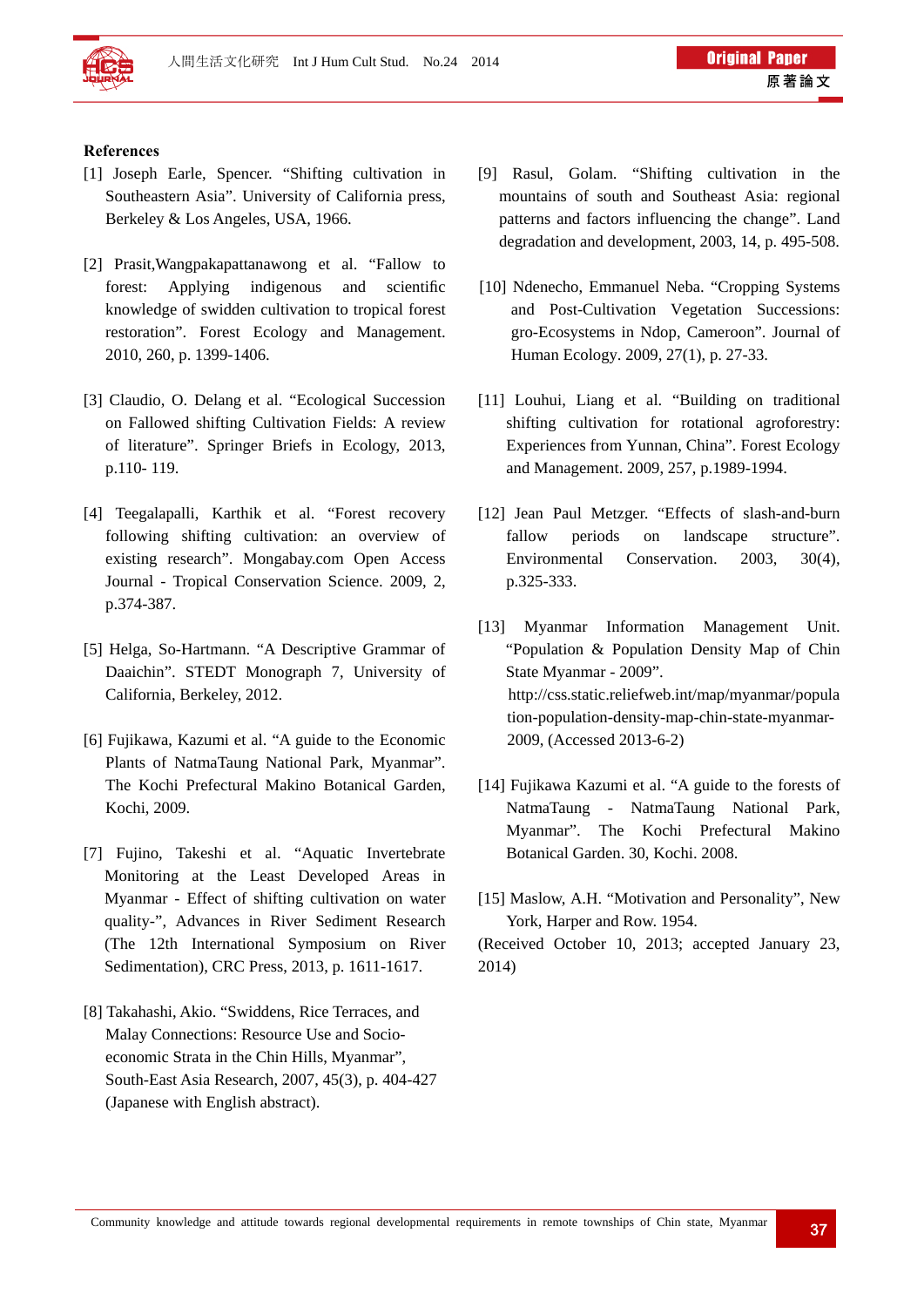## References

[1] Joseph Earle, Spencer. "Shifting cultivation in Southeastern Asia". University of California press, Berkeley & Los Angeles, USA, 1966.

[2] Prasit,Wangpakapattanawong et al. "Fallow to forest: Applying indigenous and scientific knowledge of swidden cultivation to tropical forest restoration". Forest Ecology and Management. 2010, 260, p. 1399-1406.

[3] Claudio, O. Delang et al. "Ecological Succession on Fallowed shifting Cultivation Fields: A review of literature". Springer Briefs in Ecology, 2013, p.110- 119.

[4] Teegalapalli, Karthik et al. "Forest recovery following shifting cultivation: an overview of existing research". Mongabay.com Open Access Journal - Tropical Conservation Science. 2009, 2, p.374-387.

[5] Helga, So-Hartmann. "A Descriptive Grammar of Daaichin". STEDT Monograph 7, University of California, Berkeley, 2012.

[6] Fujikawa, Kazumi et al. "A guide to the Economic Plants of NatmaTaung National Park, Myanmar". The Kochi Prefectural Makino Botanical Garden, Kochi, 2009.

[7] Fujino, Takeshi et al. "Aquatic Invertebrate Monitoring at the Least Developed Areas in Myanmar - Effect of shifting cultivation on water quality-", Advances in River Sediment Research (The 12th International Symposium on River Sedimentation), CRC Press, 2013, p. 1611-1617.

[8] Takahashi, Akio. "Swiddens, Rice Terraces, and Malay Connections: Resource Use and Socio-economic Strata in the Chin Hills, Myanmar", South-East Asia Research, 2007, 45(3), p. 404-427 (Japanese with English abstract).

[9] Rasul, Golam. "Shifting cultivation in the mountains of south and Southeast Asia: regional patterns and factors influencing the change". Land degradation and development, 2003, 14, p. 495-508.

[10] Ndenecho, Emmanuel Neba. "Cropping Systems and Post-Cultivation Vegetation Successions: gro-Ecosystems in Ndop, Cameroon". Journal of Human Ecology. 2009, 27(1), p. 27-33.

[11] Louhui, Liang et al. "Building on traditional shifting cultivation for rotational agroforestry: Experiences from Yunnan, China". Forest Ecology and Management. 2009, 257, p.1989-1994.

[12] Jean Paul Metzger. "Effects of slash-and-burn fallow periods on landscape structure". Environmental Conservation. 2003, 30(4), p.325-333.

[13] Myanmar Information Management Unit. "Population & Population Density Map of Chin State Myanmar - 2009". http://css.static.reliefweb.int/map/myanmar/population-population-density-map-chin-state-myanmar-2009, (Accessed 2013-6-2)

[14] Fujikawa Kazumi et al. "A guide to the forests of NatmaTaung - NatmaTaung National Park, Myanmar". The Kochi Prefectural Makino Botanical Garden. 30, Kochi. 2008.

[15] Maslow, A.H. "Motivation and Personality", New York, Harper and Row. 1954.

(Received October 10, 2013; accepted January 23, 2014)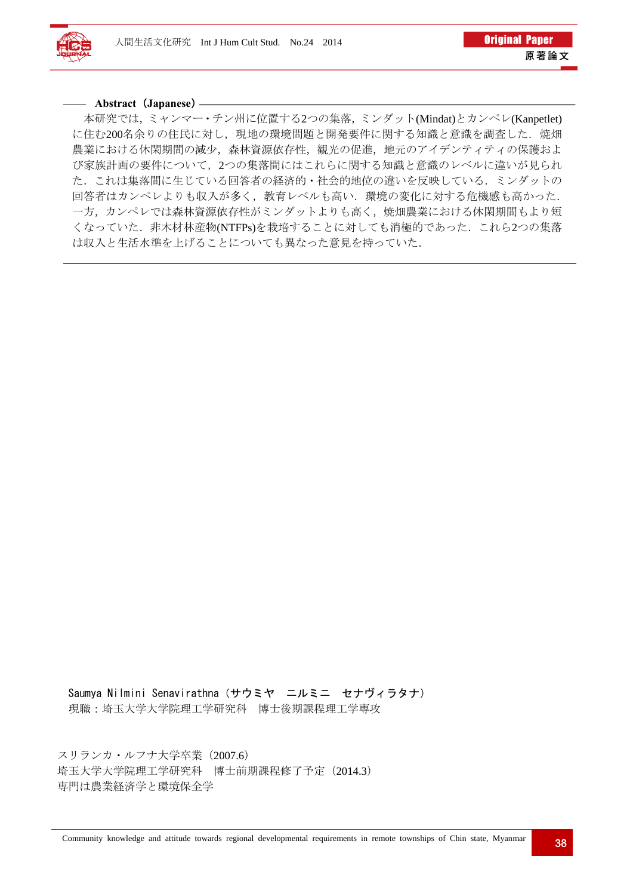## Abstract（Japanese）

本研究では，ミャンマー・チン州に位置する2つの集落，ミンダット(Mindat)とカンペレ(Kanpetlet)に住む200名余りの住民に対し，現地の環境問題と開発要件に関する知識と意識を調査した．焼畑農業における休閑期間の減少，森林資源依存性，観光の促進，地元のアイデンティティの保護および家族計画の要件について，2つの集落間にはこれらに関する知識と意識のレベルに違いが見られた．これは集落間に生じている回答者の経済的・社会的地位の違いを反映している．ミンダットの回答者はカンペレよりも収入が多く，教育レベルも高い．環境の変化に対する危機感も高かった．一方，カンペレでは森林資源依存性がミンダットよりも高く，焼畑農業における休閑期間もより短くなっていた．非木材林産物(NTFPs)を栽培することに対しても消極的であった．これら2つの集落は収入と生活水準を上げることについても異なった意見を持っていた．

Saumya Nilmini Senavirathna（サウミヤ　ニルミニ　セナヴィラタナ）
現職：埼玉大学大学院理工学研究科　博士後期課程理工学専攻

スリランカ・ルフナ大学卒業（2007.6）
埼玉大学大学院理工学研究科　博士前期課程修了予定（2014.3）
専門は農業経済学と環境保全学